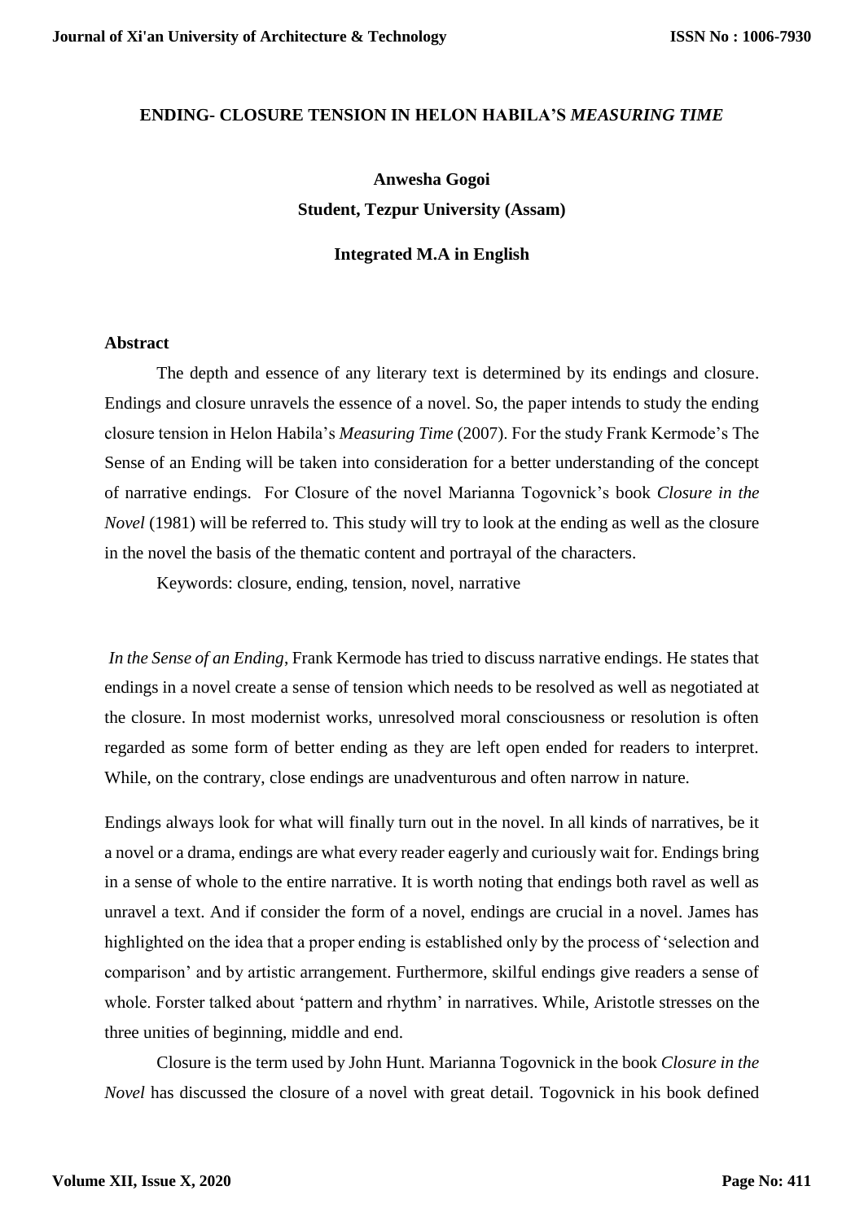# ENDING- CLOSURE TENSION IN HELON HABILA'S *MEASURING TIME*

**Anwesha Gogoi**

**Student, Tezpur University (Assam)**

**Integrated M.A in English**

## Abstract

The depth and essence of any literary text is determined by its endings and closure. Endings and closure unravels the essence of a novel. So, the paper intends to study the ending closure tension in Helon Habila's *Measuring Time* (2007). For the study Frank Kermode's The Sense of an Ending will be taken into consideration for a better understanding of the concept of narrative endings. For Closure of the novel Marianna Togovnick's book *Closure in the Novel* (1981) will be referred to. This study will try to look at the ending as well as the closure in the novel the basis of the thematic content and portrayal of the characters.

Keywords: closure, ending, tension, novel, narrative

*In the Sense of an Ending*, Frank Kermode has tried to discuss narrative endings. He states that endings in a novel create a sense of tension which needs to be resolved as well as negotiated at the closure. In most modernist works, unresolved moral consciousness or resolution is often regarded as some form of better ending as they are left open ended for readers to interpret. While, on the contrary, close endings are unadventurous and often narrow in nature.

Endings always look for what will finally turn out in the novel. In all kinds of narratives, be it a novel or a drama, endings are what every reader eagerly and curiously wait for. Endings bring in a sense of whole to the entire narrative. It is worth noting that endings both ravel as well as unravel a text. And if consider the form of a novel, endings are crucial in a novel. James has highlighted on the idea that a proper ending is established only by the process of 'selection and comparison' and by artistic arrangement. Furthermore, skilful endings give readers a sense of whole. Forster talked about 'pattern and rhythm' in narratives. While, Aristotle stresses on the three unities of beginning, middle and end.

Closure is the term used by John Hunt. Marianna Togovnick in the book *Closure in the Novel* has discussed the closure of a novel with great detail. Togovnick in his book defined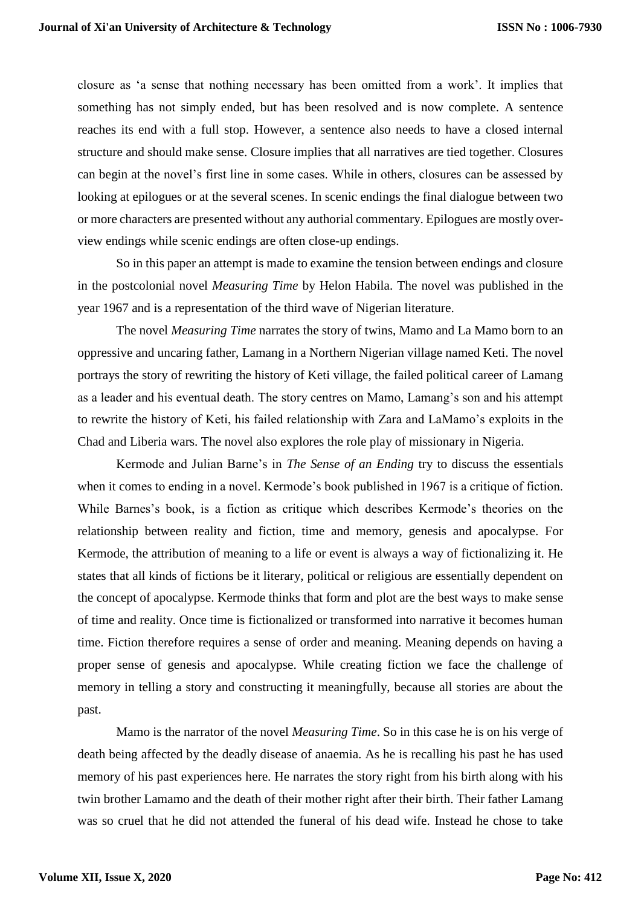closure as 'a sense that nothing necessary has been omitted from a work'. It implies that something has not simply ended, but has been resolved and is now complete. A sentence reaches its end with a full stop. However, a sentence also needs to have a closed internal structure and should make sense. Closure implies that all narratives are tied together. Closures can begin at the novel's first line in some cases. While in others, closures can be assessed by looking at epilogues or at the several scenes. In scenic endings the final dialogue between two or more characters are presented without any authorial commentary. Epilogues are mostly over-view endings while scenic endings are often close-up endings.

So in this paper an attempt is made to examine the tension between endings and closure in the postcolonial novel *Measuring Time* by Helon Habila. The novel was published in the year 1967 and is a representation of the third wave of Nigerian literature.

The novel *Measuring Time* narrates the story of twins, Mamo and La Mamo born to an oppressive and uncaring father, Lamang in a Northern Nigerian village named Keti. The novel portrays the story of rewriting the history of Keti village, the failed political career of Lamang as a leader and his eventual death. The story centres on Mamo, Lamang's son and his attempt to rewrite the history of Keti, his failed relationship with Zara and LaMamo's exploits in the Chad and Liberia wars. The novel also explores the role play of missionary in Nigeria.

Kermode and Julian Barne's in *The Sense of an Ending* try to discuss the essentials when it comes to ending in a novel. Kermode's book published in 1967 is a critique of fiction. While Barnes's book, is a fiction as critique which describes Kermode's theories on the relationship between reality and fiction, time and memory, genesis and apocalypse. For Kermode, the attribution of meaning to a life or event is always a way of fictionalizing it. He states that all kinds of fictions be it literary, political or religious are essentially dependent on the concept of apocalypse. Kermode thinks that form and plot are the best ways to make sense of time and reality. Once time is fictionalized or transformed into narrative it becomes human time. Fiction therefore requires a sense of order and meaning. Meaning depends on having a proper sense of genesis and apocalypse. While creating fiction we face the challenge of memory in telling a story and constructing it meaningfully, because all stories are about the past.

Mamo is the narrator of the novel *Measuring Time*. So in this case he is on his verge of death being affected by the deadly disease of anaemia. As he is recalling his past he has used memory of his past experiences here. He narrates the story right from his birth along with his twin brother Lamamo and the death of their mother right after their birth. Their father Lamang was so cruel that he did not attended the funeral of his dead wife. Instead he chose to take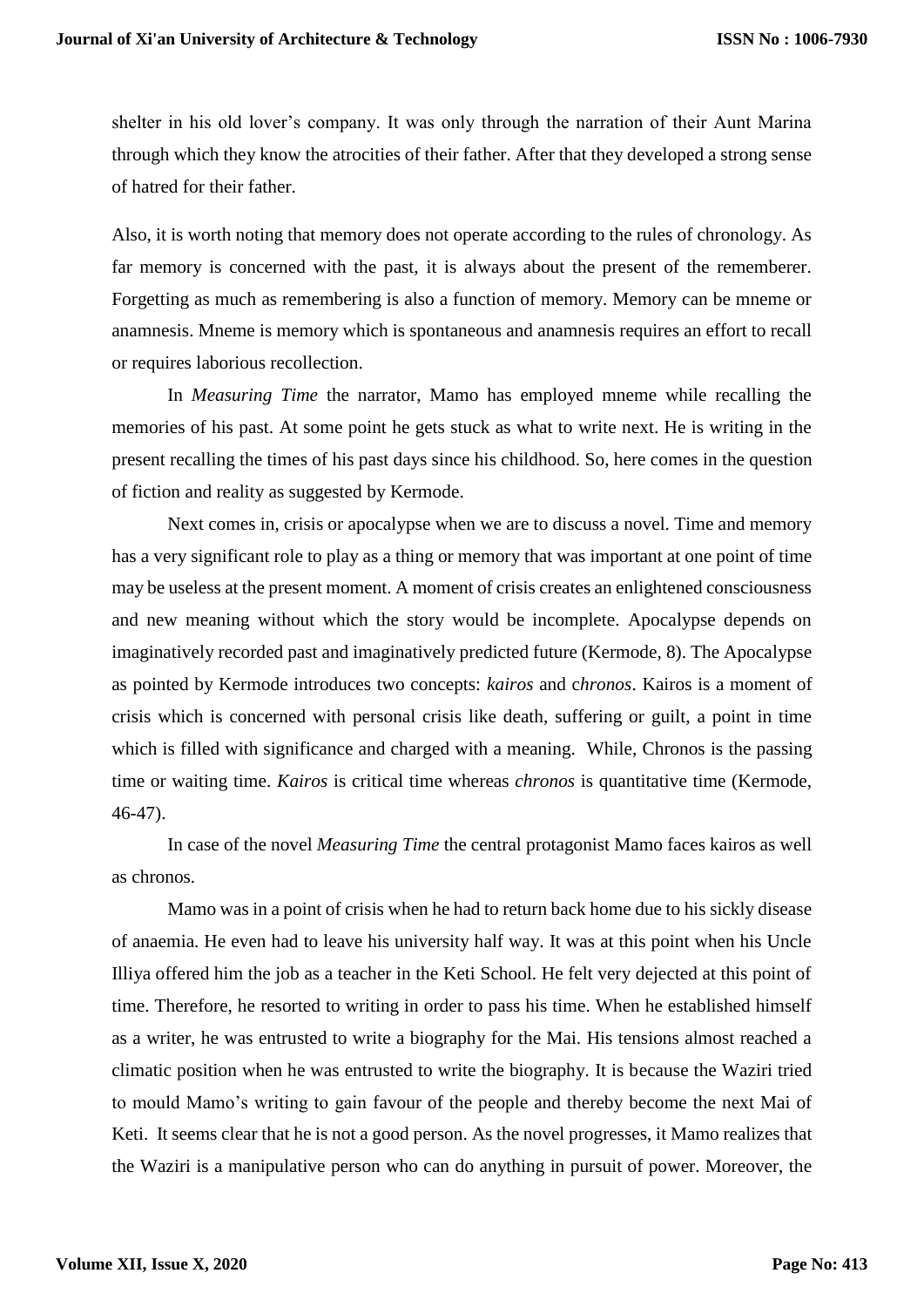shelter in his old lover's company. It was only through the narration of their Aunt Marina through which they know the atrocities of their father. After that they developed a strong sense of hatred for their father.

Also, it is worth noting that memory does not operate according to the rules of chronology. As far memory is concerned with the past, it is always about the present of the rememberer. Forgetting as much as remembering is also a function of memory. Memory can be mneme or anamnesis. Mneme is memory which is spontaneous and anamnesis requires an effort to recall or requires laborious recollection.

In *Measuring Time* the narrator, Mamo has employed mneme while recalling the memories of his past. At some point he gets stuck as what to write next. He is writing in the present recalling the times of his past days since his childhood. So, here comes in the question of fiction and reality as suggested by Kermode.

Next comes in, crisis or apocalypse when we are to discuss a novel. Time and memory has a very significant role to play as a thing or memory that was important at one point of time may be useless at the present moment. A moment of crisis creates an enlightened consciousness and new meaning without which the story would be incomplete. Apocalypse depends on imaginatively recorded past and imaginatively predicted future (Kermode, 8). The Apocalypse as pointed by Kermode introduces two concepts: *kairos* and c*hronos*. Kairos is a moment of crisis which is concerned with personal crisis like death, suffering or guilt, a point in time which is filled with significance and charged with a meaning. While, Chronos is the passing time or waiting time. *Kairos* is critical time whereas *chronos* is quantitative time (Kermode, 46-47).

In case of the novel *Measuring Time* the central protagonist Mamo faces kairos as well as chronos.

Mamo was in a point of crisis when he had to return back home due to his sickly disease of anaemia. He even had to leave his university half way. It was at this point when his Uncle Illiya offered him the job as a teacher in the Keti School. He felt very dejected at this point of time. Therefore, he resorted to writing in order to pass his time. When he established himself as a writer, he was entrusted to write a biography for the Mai. His tensions almost reached a climatic position when he was entrusted to write the biography. It is because the Waziri tried to mould Mamo's writing to gain favour of the people and thereby become the next Mai of Keti. It seems clear that he is not a good person. As the novel progresses, it Mamo realizes that the Waziri is a manipulative person who can do anything in pursuit of power. Moreover, the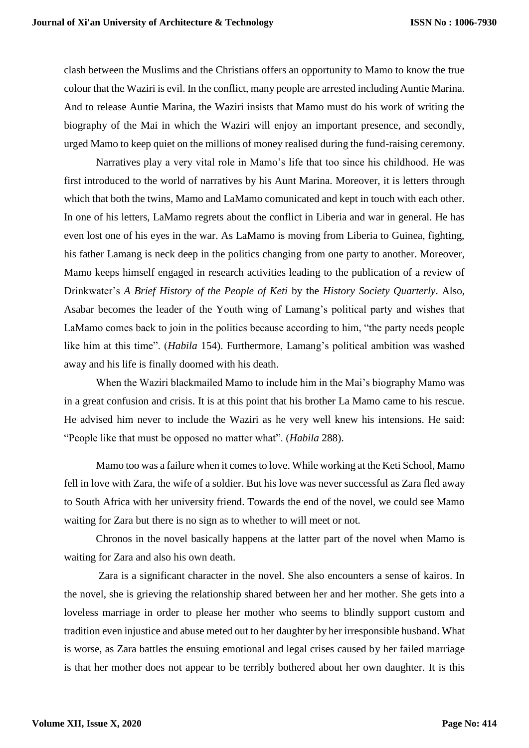clash between the Muslims and the Christians offers an opportunity to Mamo to know the true colour that the Waziri is evil. In the conflict, many people are arrested including Auntie Marina. And to release Auntie Marina, the Waziri insists that Mamo must do his work of writing the biography of the Mai in which the Waziri will enjoy an important presence, and secondly, urged Mamo to keep quiet on the millions of money realised during the fund-raising ceremony.

Narratives play a very vital role in Mamo's life that too since his childhood. He was first introduced to the world of narratives by his Aunt Marina. Moreover, it is letters through which that both the twins, Mamo and LaMamo comunicated and kept in touch with each other. In one of his letters, LaMamo regrets about the conflict in Liberia and war in general. He has even lost one of his eyes in the war. As LaMamo is moving from Liberia to Guinea, fighting, his father Lamang is neck deep in the politics changing from one party to another. Moreover, Mamo keeps himself engaged in research activities leading to the publication of a review of Drinkwater's *A Brief History of the People of Keti* by the *History Society Quarterly*. Also, Asabar becomes the leader of the Youth wing of Lamang's political party and wishes that LaMamo comes back to join in the politics because according to him, "the party needs people like him at this time". (*Habila* 154). Furthermore, Lamang's political ambition was washed away and his life is finally doomed with his death.

When the Waziri blackmailed Mamo to include him in the Mai's biography Mamo was in a great confusion and crisis. It is at this point that his brother La Mamo came to his rescue. He advised him never to include the Waziri as he very well knew his intensions. He said: "People like that must be opposed no matter what". (*Habila* 288).

Mamo too was a failure when it comes to love. While working at the Keti School, Mamo fell in love with Zara, the wife of a soldier. But his love was never successful as Zara fled away to South Africa with her university friend. Towards the end of the novel, we could see Mamo waiting for Zara but there is no sign as to whether to will meet or not.

Chronos in the novel basically happens at the latter part of the novel when Mamo is waiting for Zara and also his own death.

Zara is a significant character in the novel. She also encounters a sense of kairos. In the novel, she is grieving the relationship shared between her and her mother. She gets into a loveless marriage in order to please her mother who seems to blindly support custom and tradition even injustice and abuse meted out to her daughter by her irresponsible husband. What is worse, as Zara battles the ensuing emotional and legal crises caused by her failed marriage is that her mother does not appear to be terribly bothered about her own daughter. It is this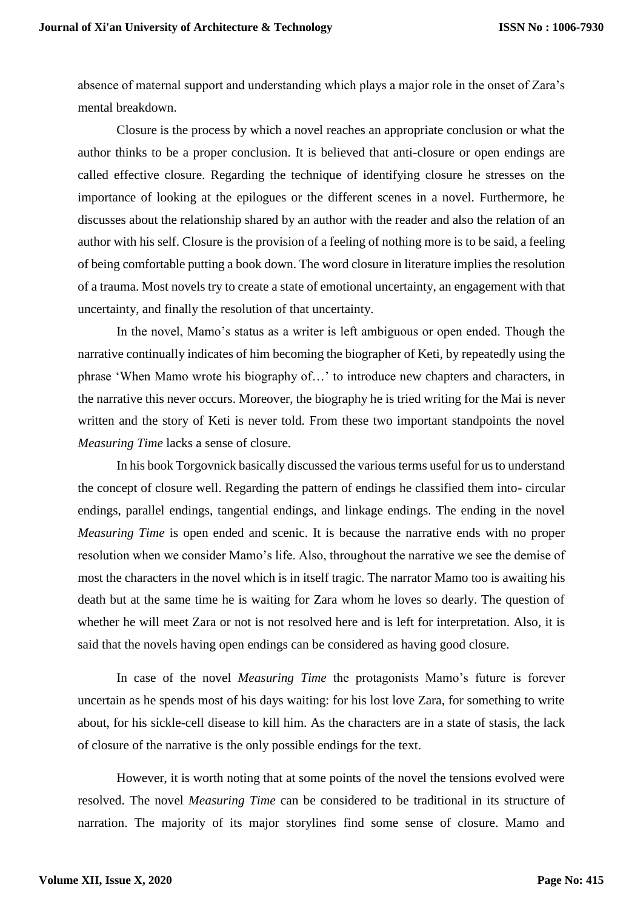absence of maternal support and understanding which plays a major role in the onset of Zara's mental breakdown.

Closure is the process by which a novel reaches an appropriate conclusion or what the author thinks to be a proper conclusion. It is believed that anti-closure or open endings are called effective closure. Regarding the technique of identifying closure he stresses on the importance of looking at the epilogues or the different scenes in a novel. Furthermore, he discusses about the relationship shared by an author with the reader and also the relation of an author with his self. Closure is the provision of a feeling of nothing more is to be said, a feeling of being comfortable putting a book down. The word closure in literature implies the resolution of a trauma. Most novels try to create a state of emotional uncertainty, an engagement with that uncertainty, and finally the resolution of that uncertainty.

In the novel, Mamo's status as a writer is left ambiguous or open ended. Though the narrative continually indicates of him becoming the biographer of Keti, by repeatedly using the phrase 'When Mamo wrote his biography of…' to introduce new chapters and characters, in the narrative this never occurs. Moreover, the biography he is tried writing for the Mai is never written and the story of Keti is never told. From these two important standpoints the novel *Measuring Time* lacks a sense of closure.

In his book Torgovnick basically discussed the various terms useful for us to understand the concept of closure well. Regarding the pattern of endings he classified them into- circular endings, parallel endings, tangential endings, and linkage endings. The ending in the novel *Measuring Time* is open ended and scenic. It is because the narrative ends with no proper resolution when we consider Mamo's life. Also, throughout the narrative we see the demise of most the characters in the novel which is in itself tragic. The narrator Mamo too is awaiting his death but at the same time he is waiting for Zara whom he loves so dearly. The question of whether he will meet Zara or not is not resolved here and is left for interpretation. Also, it is said that the novels having open endings can be considered as having good closure.

In case of the novel *Measuring Time* the protagonists Mamo's future is forever uncertain as he spends most of his days waiting: for his lost love Zara, for something to write about, for his sickle-cell disease to kill him. As the characters are in a state of stasis, the lack of closure of the narrative is the only possible endings for the text.

However, it is worth noting that at some points of the novel the tensions evolved were resolved. The novel *Measuring Time* can be considered to be traditional in its structure of narration. The majority of its major storylines find some sense of closure. Mamo and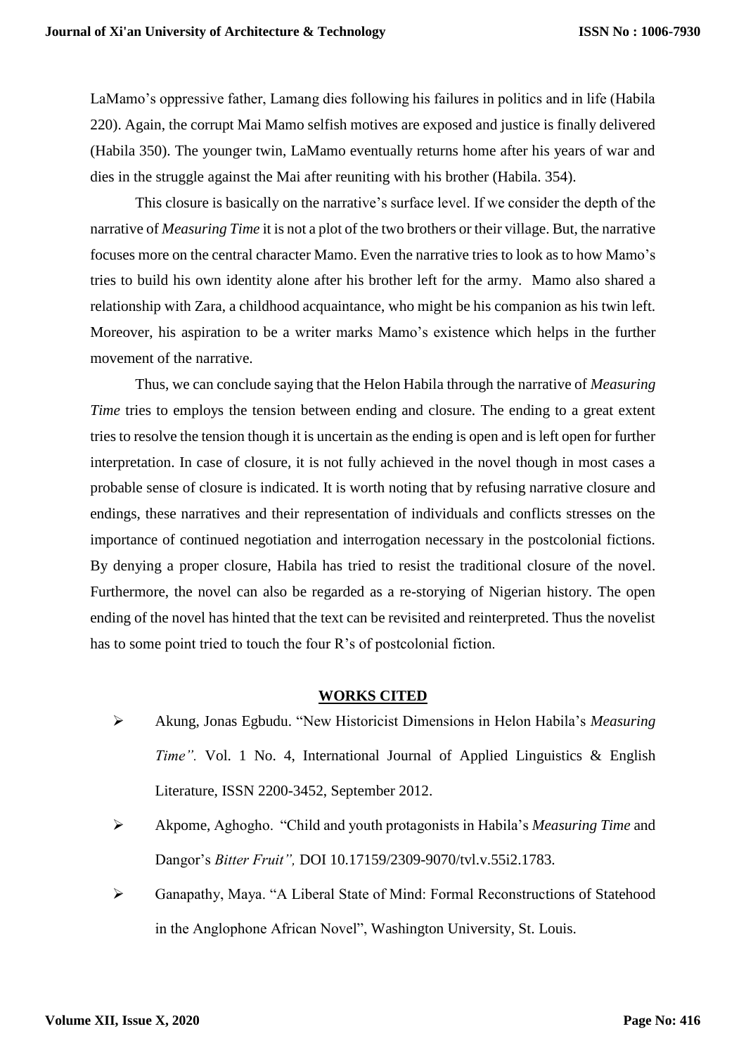LaMamo's oppressive father, Lamang dies following his failures in politics and in life (Habila 220). Again, the corrupt Mai Mamo selfish motives are exposed and justice is finally delivered (Habila 350). The younger twin, LaMamo eventually returns home after his years of war and dies in the struggle against the Mai after reuniting with his brother (Habila. 354).

This closure is basically on the narrative's surface level. If we consider the depth of the narrative of *Measuring Time* it is not a plot of the two brothers or their village. But, the narrative focuses more on the central character Mamo. Even the narrative tries to look as to how Mamo's tries to build his own identity alone after his brother left for the army. Mamo also shared a relationship with Zara, a childhood acquaintance, who might be his companion as his twin left. Moreover, his aspiration to be a writer marks Mamo's existence which helps in the further movement of the narrative.

Thus, we can conclude saying that the Helon Habila through the narrative of *Measuring Time* tries to employs the tension between ending and closure. The ending to a great extent tries to resolve the tension though it is uncertain as the ending is open and is left open for further interpretation. In case of closure, it is not fully achieved in the novel though in most cases a probable sense of closure is indicated. It is worth noting that by refusing narrative closure and endings, these narratives and their representation of individuals and conflicts stresses on the importance of continued negotiation and interrogation necessary in the postcolonial fictions. By denying a proper closure, Habila has tried to resist the traditional closure of the novel. Furthermore, the novel can also be regarded as a re-storying of Nigerian history. The open ending of the novel has hinted that the text can be revisited and reinterpreted. Thus the novelist has to some point tried to touch the four R's of postcolonial fiction.

## WORKS CITED

- Akung, Jonas Egbudu. "New Historicist Dimensions in Helon Habila's *Measuring Time".* Vol. 1 No. 4, International Journal of Applied Linguistics & English Literature, ISSN 2200-3452, September 2012.
- Akpome, Aghogho. "Child and youth protagonists in Habila's *Measuring Time* and Dangor's *Bitter Fruit",* DOI 10.17159/2309-9070/tvl.v.55i2.1783.
- Ganapathy, Maya. "A Liberal State of Mind: Formal Reconstructions of Statehood in the Anglophone African Novel", Washington University, St. Louis.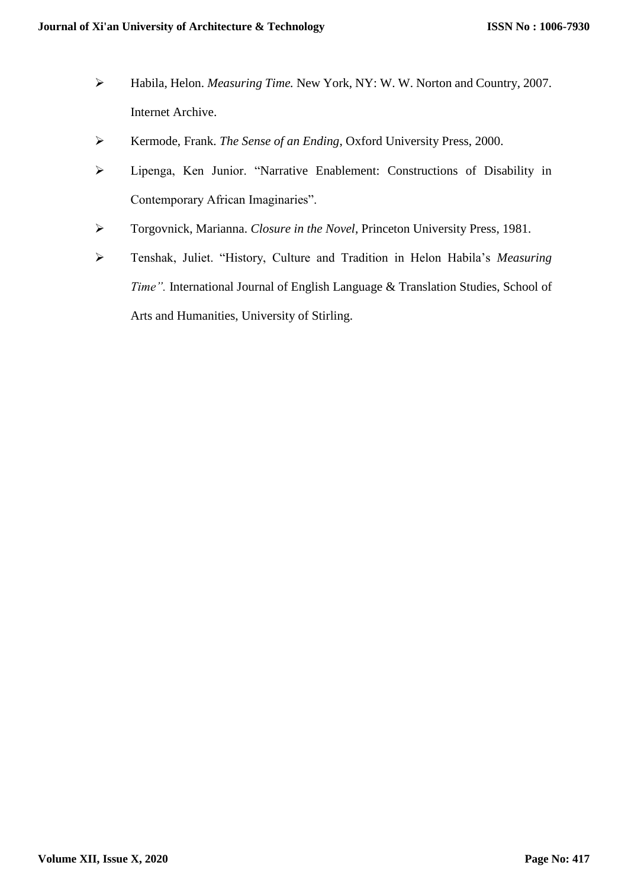- Habila, Helon. *Measuring Time.* New York, NY: W. W. Norton and Country, 2007. Internet Archive.
- Kermode, Frank. *The Sense of an Ending*, Oxford University Press, 2000.
- Lipenga, Ken Junior. "Narrative Enablement: Constructions of Disability in Contemporary African Imaginaries".
- Torgovnick, Marianna. *Closure in the Novel*, Princeton University Press, 1981.
- Tenshak, Juliet. "History, Culture and Tradition in Helon Habila's *Measuring Time".* International Journal of English Language & Translation Studies, School of Arts and Humanities, University of Stirling.